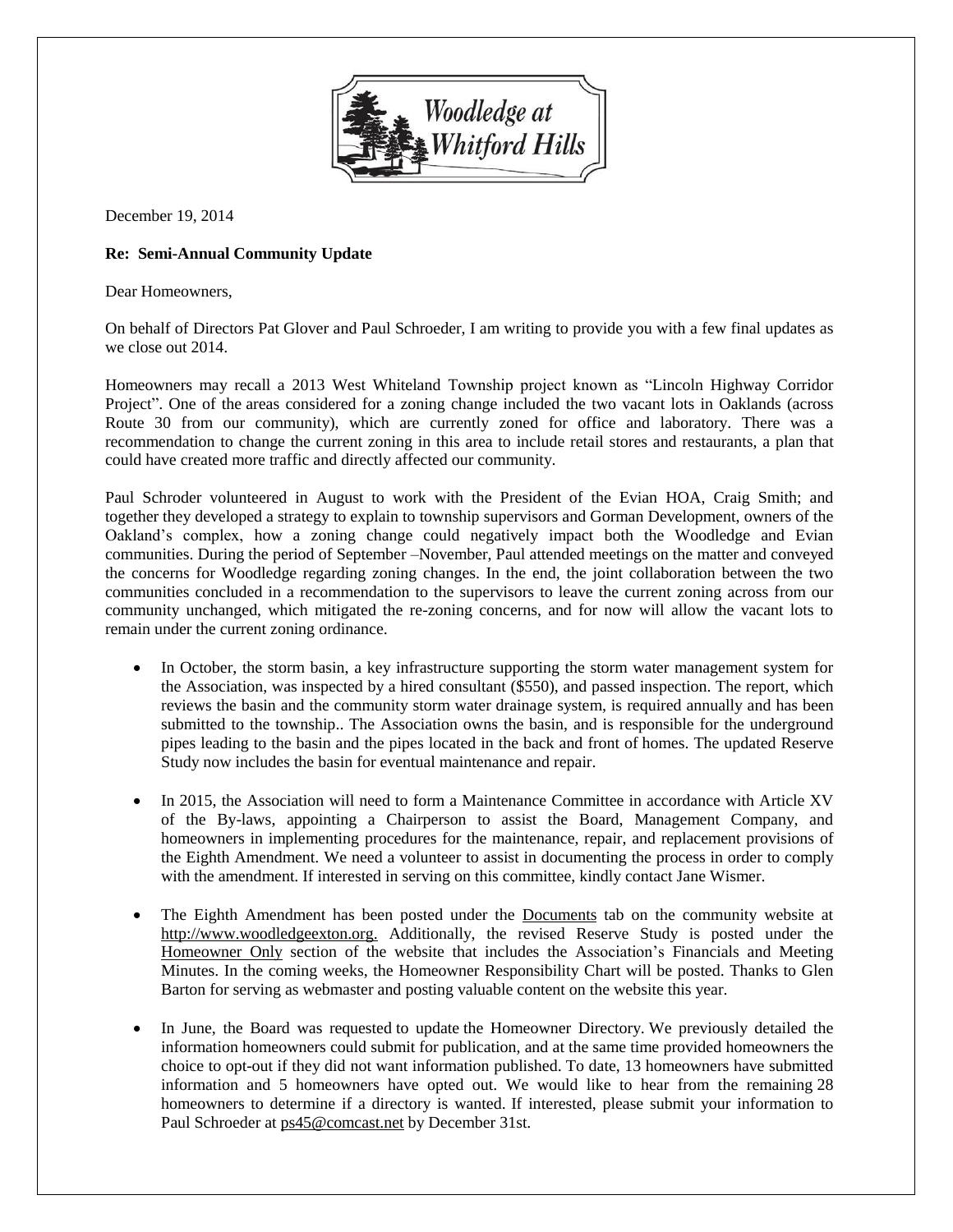Woodledge at Whitford Hills

December 19, 2014

**Re: Semi-Annual Community Update**

Dear Homeowners,

On behalf of Directors Pat Glover and Paul Schroeder, I am writing to provide you with a few final updates as we close out 2014.

Homeowners may recall a 2013 West Whiteland Township project known as "Lincoln Highway Corridor Project". One of the areas considered for a zoning change included the two vacant lots in Oaklands (across Route 30 from our community), which are currently zoned for office and laboratory. There was a recommendation to change the current zoning in this area to include retail stores and restaurants, a plan that could have created more traffic and directly affected our community.

Paul Schroder volunteered in August to work with the President of the Evian HOA, Craig Smith; and together they developed a strategy to explain to township supervisors and Gorman Development, owners of the Oakland's complex, how a zoning change could negatively impact both the Woodledge and Evian communities. During the period of September –November, Paul attended meetings on the matter and conveyed the concerns for Woodledge regarding zoning changes. In the end, the joint collaboration between the two communities concluded in a recommendation to the supervisors to leave the current zoning across from our community unchanged, which mitigated the re-zoning concerns, and for now will allow the vacant lots to remain under the current zoning ordinance.

- In October, the storm basin, a key infrastructure supporting the storm water management system for the Association, was inspected by a hired consultant ($550), and passed inspection. The report, which reviews the basin and the community storm water drainage system, is required annually and has been submitted to the township.. The Association owns the basin, and is responsible for the underground pipes leading to the basin and the pipes located in the back and front of homes. The updated Reserve Study now includes the basin for eventual maintenance and repair.

- In 2015, the Association will need to form a Maintenance Committee in accordance with Article XV of the By-laws, appointing a Chairperson to assist the Board, Management Company, and homeowners in implementing procedures for the maintenance, repair, and replacement provisions of the Eighth Amendment. We need a volunteer to assist in documenting the process in order to comply with the amendment. If interested in serving on this committee, kindly contact Jane Wismer.

- The Eighth Amendment has been posted under the Documents tab on the community website at http://www.woodledgeexton.org. Additionally, the revised Reserve Study is posted under the Homeowner Only section of the website that includes the Association's Financials and Meeting Minutes. In the coming weeks, the Homeowner Responsibility Chart will be posted. Thanks to Glen Barton for serving as webmaster and posting valuable content on the website this year.

- In June, the Board was requested to update the Homeowner Directory. We previously detailed the information homeowners could submit for publication, and at the same time provided homeowners the choice to opt-out if they did not want information published. To date, 13 homeowners have submitted information and 5 homeowners have opted out. We would like to hear from the remaining 28 homeowners to determine if a directory is wanted. If interested, please submit your information to Paul Schroeder at ps45@comcast.net by December 31st.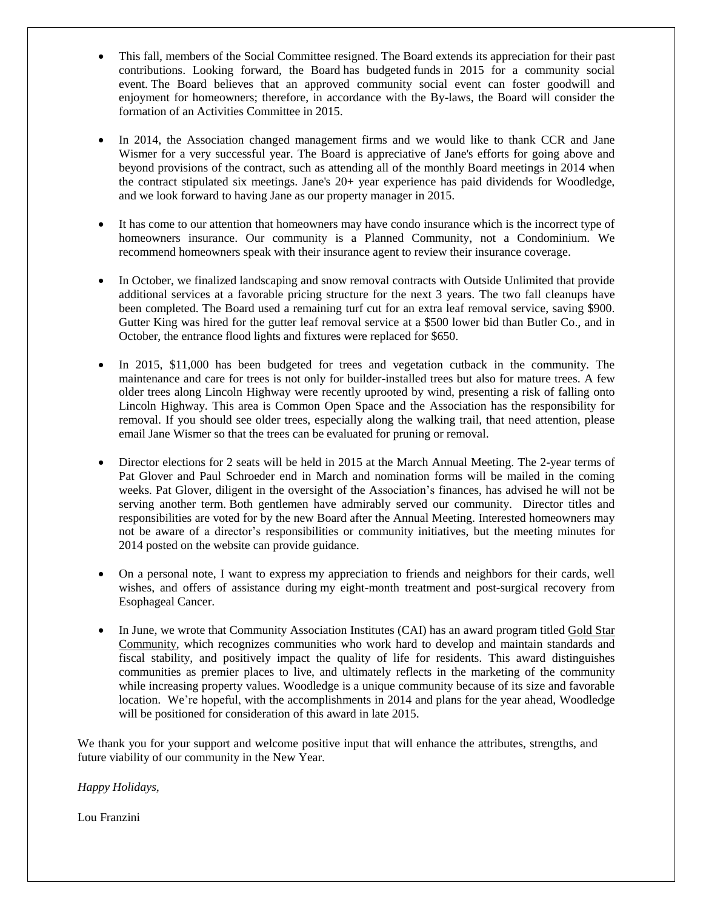- This fall, members of the Social Committee resigned. The Board extends its appreciation for their past contributions. Looking forward, the Board has budgeted funds in 2015 for a community social event. The Board believes that an approved community social event can foster goodwill and enjoyment for homeowners; therefore, in accordance with the By-laws, the Board will consider the formation of an Activities Committee in 2015.

- In 2014, the Association changed management firms and we would like to thank CCR and Jane Wismer for a very successful year. The Board is appreciative of Jane's efforts for going above and beyond provisions of the contract, such as attending all of the monthly Board meetings in 2014 when the contract stipulated six meetings. Jane's 20+ year experience has paid dividends for Woodledge, and we look forward to having Jane as our property manager in 2015.

- It has come to our attention that homeowners may have condo insurance which is the incorrect type of homeowners insurance. Our community is a Planned Community, not a Condominium. We recommend homeowners speak with their insurance agent to review their insurance coverage.

- In October, we finalized landscaping and snow removal contracts with Outside Unlimited that provide additional services at a favorable pricing structure for the next 3 years. The two fall cleanups have been completed. The Board used a remaining turf cut for an extra leaf removal service, saving $900. Gutter King was hired for the gutter leaf removal service at a $500 lower bid than Butler Co., and in October, the entrance flood lights and fixtures were replaced for $650.

- In 2015, $11,000 has been budgeted for trees and vegetation cutback in the community. The maintenance and care for trees is not only for builder-installed trees but also for mature trees. A few older trees along Lincoln Highway were recently uprooted by wind, presenting a risk of falling onto Lincoln Highway. This area is Common Open Space and the Association has the responsibility for removal. If you should see older trees, especially along the walking trail, that need attention, please email Jane Wismer so that the trees can be evaluated for pruning or removal.

- Director elections for 2 seats will be held in 2015 at the March Annual Meeting. The 2-year terms of Pat Glover and Paul Schroeder end in March and nomination forms will be mailed in the coming weeks. Pat Glover, diligent in the oversight of the Association's finances, has advised he will not be serving another term. Both gentlemen have admirably served our community. Director titles and responsibilities are voted for by the new Board after the Annual Meeting. Interested homeowners may not be aware of a director's responsibilities or community initiatives, but the meeting minutes for 2014 posted on the website can provide guidance.

- On a personal note, I want to express my appreciation to friends and neighbors for their cards, well wishes, and offers of assistance during my eight-month treatment and post-surgical recovery from Esophageal Cancer.

- In June, we wrote that Community Association Institutes (CAI) has an award program titled Gold Star Community, which recognizes communities who work hard to develop and maintain standards and fiscal stability, and positively impact the quality of life for residents. This award distinguishes communities as premier places to live, and ultimately reflects in the marketing of the community while increasing property values. Woodledge is a unique community because of its size and favorable location. We're hopeful, with the accomplishments in 2014 and plans for the year ahead, Woodledge will be positioned for consideration of this award in late 2015.

We thank you for your support and welcome positive input that will enhance the attributes, strengths, and future viability of our community in the New Year.

*Happy Holidays,*

Lou Franzini